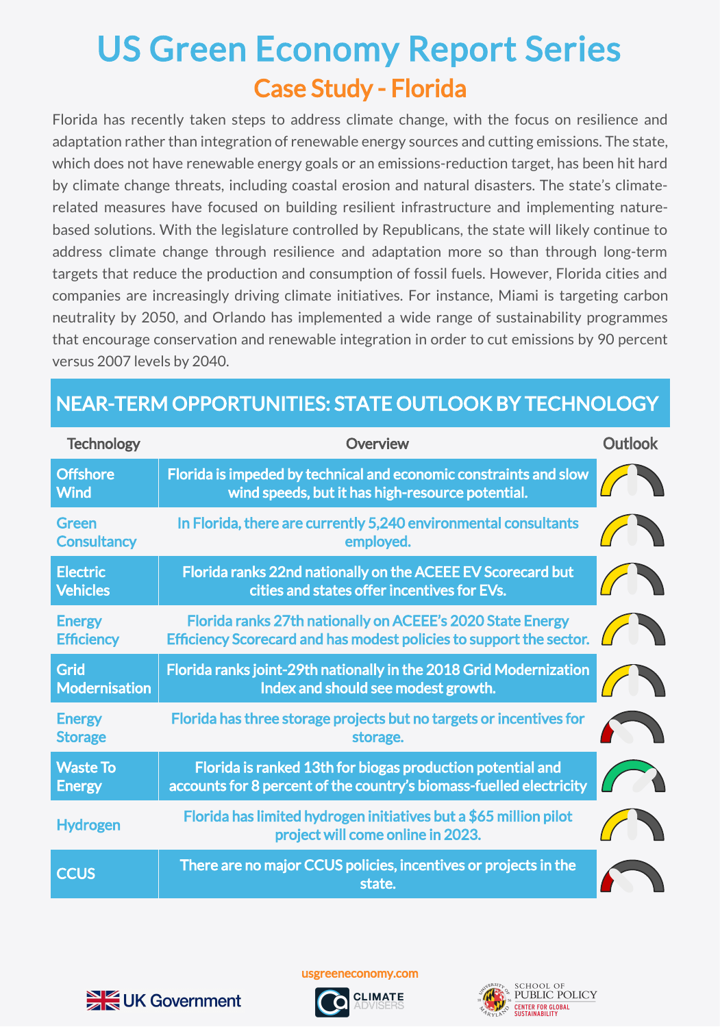# US Green Economy Report Series

## Case Study - Florida

Florida has recently taken steps to address climate change, with the focus on resilience and adaptation rather than integration of renewable energy sources and cutting emissions. The state, which does not have renewable energy goals or an emissions-reduction target, has been hit hard by climate change threats, including coastal erosion and natural disasters. The state's climate-related measures have focused on building resilient infrastructure and implementing nature-based solutions. With the legislature controlled by Republicans, the state will likely continue to address climate change through resilience and adaptation more so than through long-term targets that reduce the production and consumption of fossil fuels. However, Florida cities and companies are increasingly driving climate initiatives. For instance, Miami is targeting carbon neutrality by 2050, and Orlando has implemented a wide range of sustainability programmes that encourage conservation and renewable integration in order to cut emissions by 90 percent versus 2007 levels by 2040.

## NEAR-TERM OPPORTUNITIES: STATE OUTLOOK BY TECHNOLOGY

| Technology | Overview | Outlook |
|---|---|---|
| Offshore Wind | Florida is impeded by technical and economic constraints and slow wind speeds, but it has high-resource potential. | |
| Green Consultancy | In Florida, there are currently 5,240 environmental consultants employed. | |
| Electric Vehicles | Florida ranks 22nd nationally on the ACEEE EV Scorecard but cities and states offer incentives for EVs. | |
| Energy Efficiency | Florida ranks 27th nationally on ACEEE's 2020 State Energy Efficiency Scorecard and has modest policies to support the sector. | |
| Grid Modernisation | Florida ranks joint-29th nationally in the 2018 Grid Modernization Index and should see modest growth. | |
| Energy Storage | Florida has three storage projects but no targets or incentives for storage. | |
| Waste To Energy | Florida is ranked 13th for biogas production potential and accounts for 8 percent of the country's biomass-fuelled electricity | |
| Hydrogen | Florida has limited hydrogen initiatives but a $65 million pilot project will come online in 2023. | |
| CCUS | There are no major CCUS policies, incentives or projects in the state. | |

usgreeneconomy.com

UK Government | CLIMATE ADVISERS | SCHOOL OF PUBLIC POLICY, CENTER FOR GLOBAL SUSTAINABILITY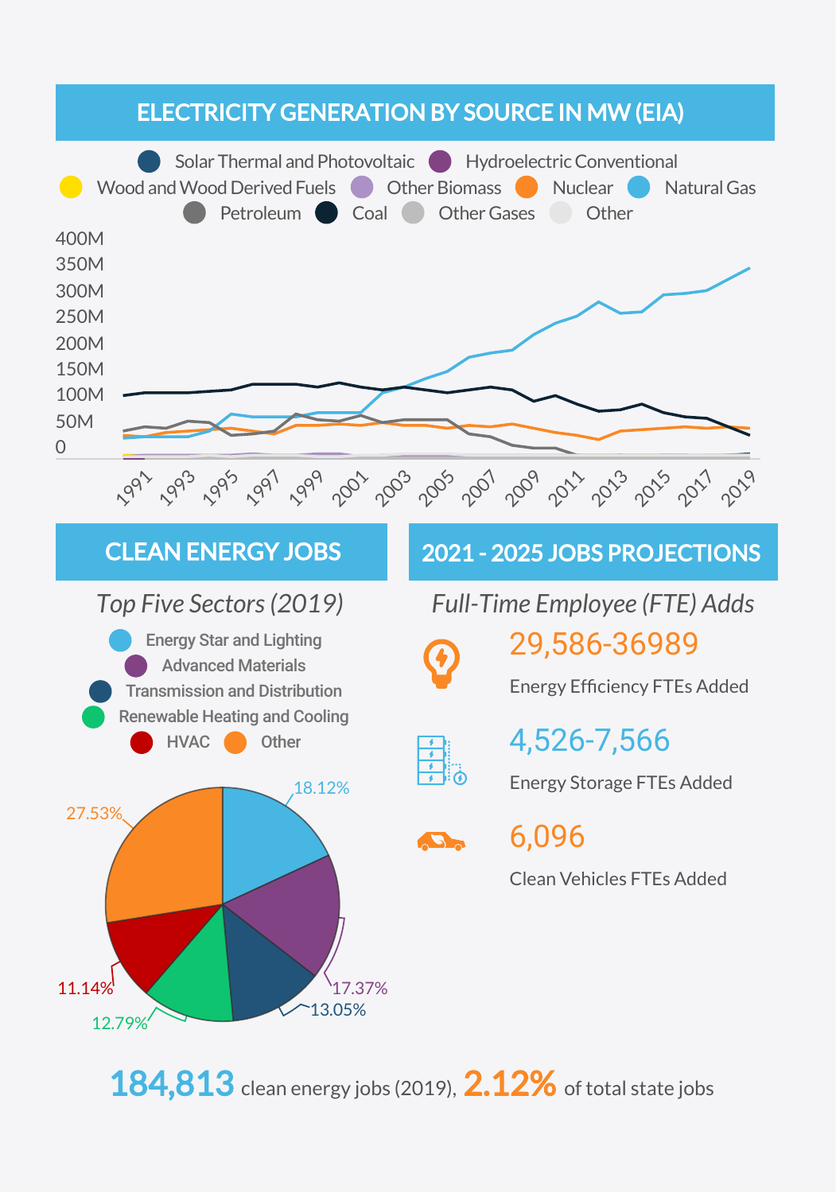## ELECTRICITY GENERATION BY SOURCE IN MW (EIA)

Solar Thermal and Photovoltaic
Hydroelectric Conventional
Wood and Wood Derived Fuels
Other Biomass
Nuclear
Natural Gas
Petroleum
Coal
Other Gases
Other

400M
350M
300M
250M
200M
150M
100M
50M
0

1991
1993
1995
1997
1999
2001
2003
2005
2007
2009
2011
2013
2015
2017
2019

## CLEAN ENERGY JOBS

*Top Five Sectors (2019)*

Energy Star and Lighting
Advanced Materials
Transmission and Distribution
Renewable Heating and Cooling
HVAC
Other

18.12%
17.37%
13.05%
12.79%
11.14%
27.53%

## 2021 - 2025 JOBS PROJECTIONS

*Full-Time Employee (FTE) Adds*

**29,586-36989**
Energy Efficiency FTEs Added

**4,526-7,566**
Energy Storage FTEs Added

**6,096**
Clean Vehicles FTEs Added

**184,813** clean energy jobs (2019), **2.12%** of total state jobs